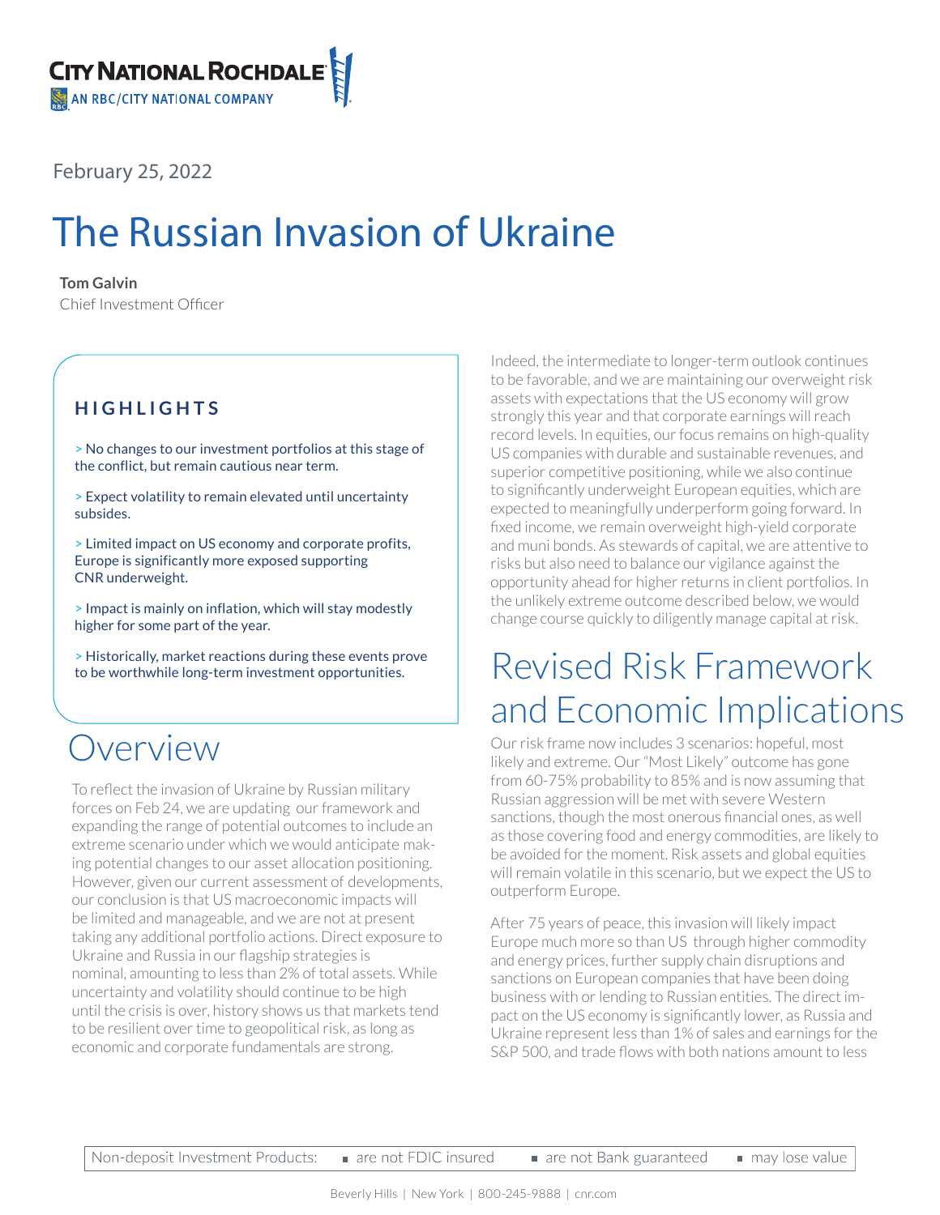CITY NATIONAL ROCHDALE
AN RBC/CITY NATIONAL COMPANY

February 25, 2022

# The Russian Invasion of Ukraine

**Tom Galvin**
Chief Investment Officer

### HIGHLIGHTS

> No changes to our investment portfolios at this stage of the conflict, but remain cautious near term.

> Expect volatility to remain elevated until uncertainty subsides.

> Limited impact on US economy and corporate profits, Europe is significantly more exposed supporting CNR underweight.

> Impact is mainly on inflation, which will stay modestly higher for some part of the year.

> Historically, market reactions during these events prove to be worthwhile long-term investment opportunities.

## Overview

To reflect the invasion of Ukraine by Russian military forces on Feb 24, we are updating our framework and expanding the range of potential outcomes to include an extreme scenario under which we would anticipate making potential changes to our asset allocation positioning. However, given our current assessment of developments, our conclusion is that US macroeconomic impacts will be limited and manageable, and we are not at present taking any additional portfolio actions. Direct exposure to Ukraine and Russia in our flagship strategies is nominal, amounting to less than 2% of total assets. While uncertainty and volatility should continue to be high until the crisis is over, history shows us that markets tend to be resilient over time to geopolitical risk, as long as economic and corporate fundamentals are strong.

Indeed, the intermediate to longer-term outlook continues to be favorable, and we are maintaining our overweight risk assets with expectations that the US economy will grow strongly this year and that corporate earnings will reach record levels. In equities, our focus remains on high-quality US companies with durable and sustainable revenues, and superior competitive positioning, while we also continue to significantly underweight European equities, which are expected to meaningfully underperform going forward. In fixed income, we remain overweight high-yield corporate and muni bonds. As stewards of capital, we are attentive to risks but also need to balance our vigilance against the opportunity ahead for higher returns in client portfolios. In the unlikely extreme outcome described below, we would change course quickly to diligently manage capital at risk.

## Revised Risk Framework and Economic Implications

Our risk frame now includes 3 scenarios: hopeful, most likely and extreme. Our "Most Likely" outcome has gone from 60-75% probability to 85% and is now assuming that Russian aggression will be met with severe Western sanctions, though the most onerous financial ones, as well as those covering food and energy commodities, are likely to be avoided for the moment. Risk assets and global equities will remain volatile in this scenario, but we expect the US to outperform Europe.

After 75 years of peace, this invasion will likely impact Europe much more so than US through higher commodity and energy prices, further supply chain disruptions and sanctions on European companies that have been doing business with or lending to Russian entities. The direct impact on the US economy is significantly lower, as Russia and Ukraine represent less than 1% of sales and earnings for the S&P 500, and trade flows with both nations amount to less

Non-deposit Investment Products: ■ are not FDIC insured ■ are not Bank guaranteed ■ may lose value

Beverly Hills | New York | 800-245-9888 | cnr.com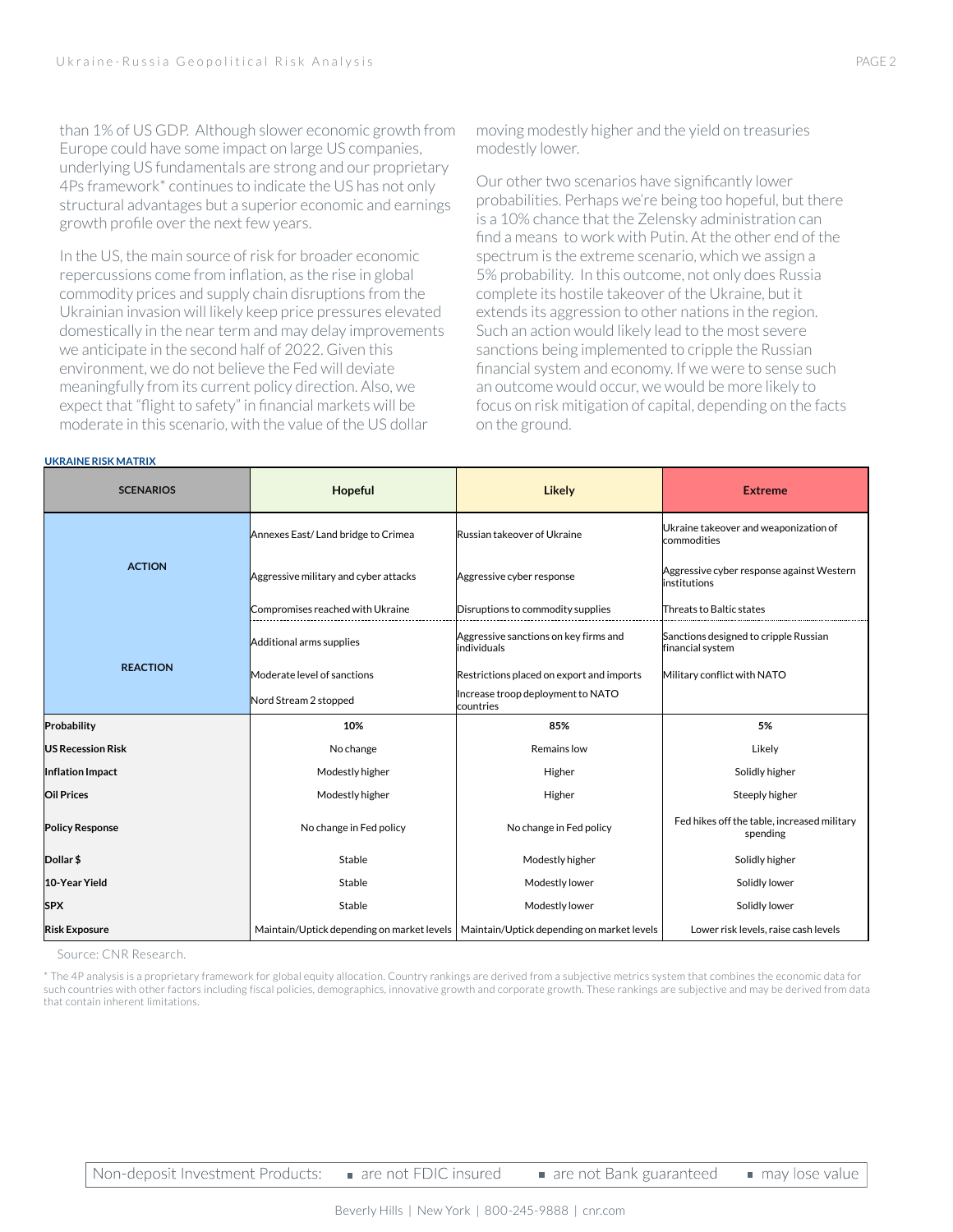than 1% of US GDP. Although slower economic growth from Europe could have some impact on large US companies, underlying US fundamentals are strong and our proprietary 4Ps framework* continues to indicate the US has not only structural advantages but a superior economic and earnings growth profile over the next few years.

In the US, the main source of risk for broader economic repercussions come from inflation, as the rise in global commodity prices and supply chain disruptions from the Ukrainian invasion will likely keep price pressures elevated domestically in the near term and may delay improvements we anticipate in the second half of 2022. Given this environment, we do not believe the Fed will deviate meaningfully from its current policy direction. Also, we expect that "flight to safety" in financial markets will be moderate in this scenario, with the value of the US dollar moving modestly higher and the yield on treasuries modestly lower.

Our other two scenarios have significantly lower probabilities. Perhaps we're being too hopeful, but there is a 10% chance that the Zelensky administration can find a means to work with Putin. At the other end of the spectrum is the extreme scenario, which we assign a 5% probability. In this outcome, not only does Russia complete its hostile takeover of the Ukraine, but it extends its aggression to other nations in the region. Such an action would likely lead to the most severe sanctions being implemented to cripple the Russian financial system and economy. If we were to sense such an outcome would occur, we would be more likely to focus on risk mitigation of capital, depending on the facts on the ground.

**UKRAINE RISK MATRIX**

| SCENARIOS | Hopeful | Likely | Extreme |
|---|---|---|---|
| ACTION | Annexes East/ Land bridge to Crimea | Russian takeover of Ukraine | Ukraine takeover and weaponization of commodities |
| | Aggressive military and cyber attacks | Aggressive cyber response | Aggressive cyber response against Western institutions |
| | Compromises reached with Ukraine | Disruptions to commodity supplies | Threats to Baltic states |
| REACTION | Additional arms supplies | Aggressive sanctions on key firms and individuals | Sanctions designed to cripple Russian financial system |
| | Moderate level of sanctions | Restrictions placed on export and imports | Military conflict with NATO |
| | Nord Stream 2 stopped | Increase troop deployment to NATO countries | |
| **Probability** | **10%** | **85%** | **5%** |
| **US Recession Risk** | No change | Remains low | Likely |
| **Inflation Impact** | Modestly higher | Higher | Solidly higher |
| **Oil Prices** | Modestly higher | Higher | Steeply higher |
| **Policy Response** | No change in Fed policy | No change in Fed policy | Fed hikes off the table, increased military spending |
| **Dollar $** | Stable | Modestly higher | Solidly higher |
| **10-Year Yield** | Stable | Modestly lower | Solidly lower |
| **SPX** | Stable | Modestly lower | Solidly lower |
| **Risk Exposure** | Maintain/Uptick depending on market levels | Maintain/Uptick depending on market levels | Lower risk levels, raise cash levels |

Source: CNR Research.

* The 4P analysis is a proprietary framework for global equity allocation. Country rankings are derived from a subjective metrics system that combines the economic data for such countries with other factors including fiscal policies, demographics, innovative growth and corporate growth. These rankings are subjective and may be derived from data that contain inherent limitations.

Non-deposit Investment Products: ▪ are not FDIC insured ▪ are not Bank guaranteed ▪ may lose value

Beverly Hills | New York | 800-245-9888 | cnr.com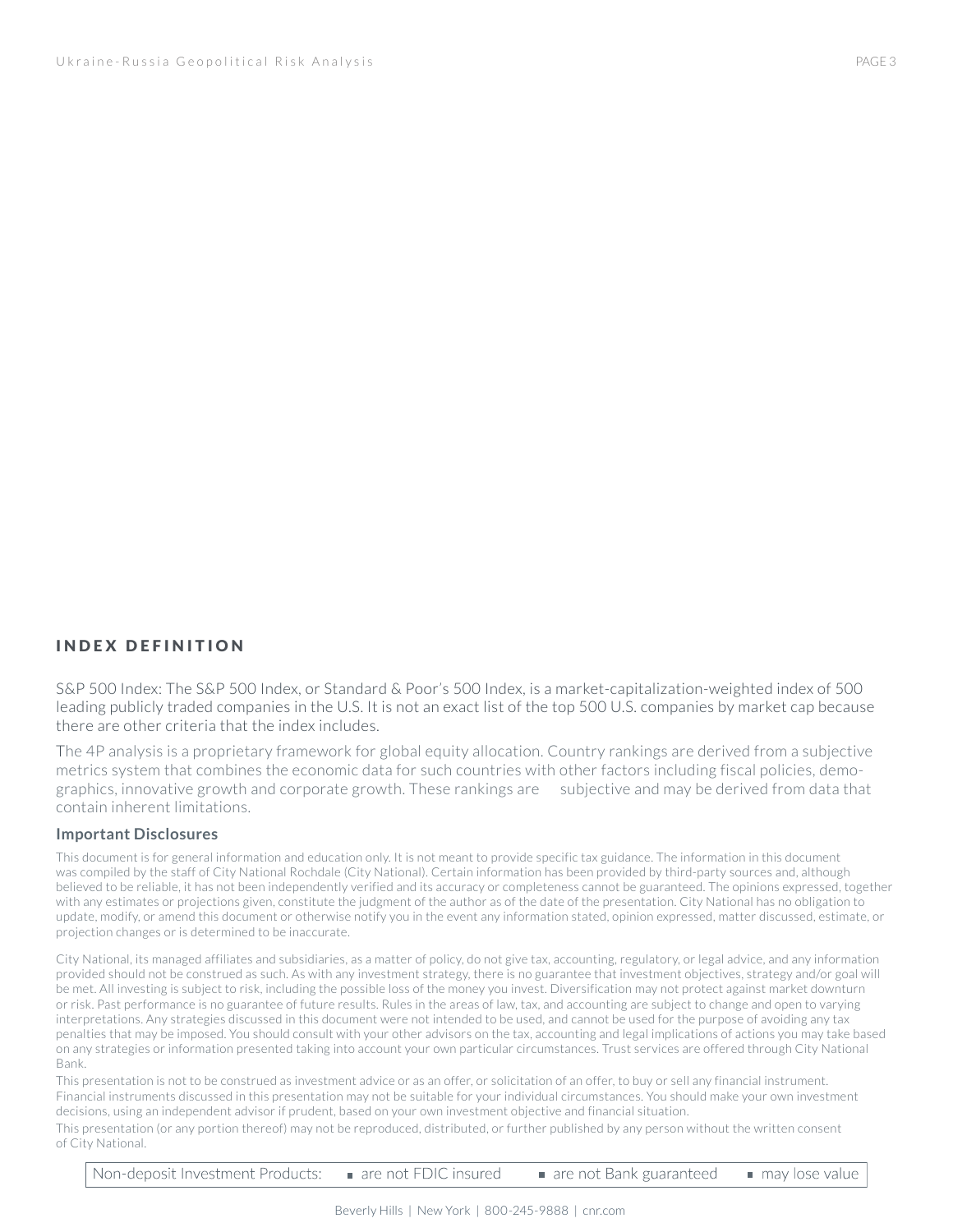## INDEX DEFINITION

S&P 500 Index: The S&P 500 Index, or Standard & Poor's 500 Index, is a market-capitalization-weighted index of 500 leading publicly traded companies in the U.S. It is not an exact list of the top 500 U.S. companies by market cap because there are other criteria that the index includes.

The 4P analysis is a proprietary framework for global equity allocation. Country rankings are derived from a subjective metrics system that combines the economic data for such countries with other factors including fiscal policies, demographics, innovative growth and corporate growth. These rankings are subjective and may be derived from data that contain inherent limitations.

### Important Disclosures

This document is for general information and education only. It is not meant to provide specific tax guidance. The information in this document was compiled by the staff of City National Rochdale (City National). Certain information has been provided by third-party sources and, although believed to be reliable, it has not been independently verified and its accuracy or completeness cannot be guaranteed. The opinions expressed, together with any estimates or projections given, constitute the judgment of the author as of the date of the presentation. City National has no obligation to update, modify, or amend this document or otherwise notify you in the event any information stated, opinion expressed, matter discussed, estimate, or projection changes or is determined to be inaccurate.

City National, its managed affiliates and subsidiaries, as a matter of policy, do not give tax, accounting, regulatory, or legal advice, and any information provided should not be construed as such. As with any investment strategy, there is no guarantee that investment objectives, strategy and/or goal will be met. All investing is subject to risk, including the possible loss of the money you invest. Diversification may not protect against market downturn or risk. Past performance is no guarantee of future results. Rules in the areas of law, tax, and accounting are subject to change and open to varying interpretations. Any strategies discussed in this document were not intended to be used, and cannot be used for the purpose of avoiding any tax penalties that may be imposed. You should consult with your other advisors on the tax, accounting and legal implications of actions you may take based on any strategies or information presented taking into account your own particular circumstances. Trust services are offered through City National Bank.

This presentation is not to be construed as investment advice or as an offer, or solicitation of an offer, to buy or sell any financial instrument. Financial instruments discussed in this presentation may not be suitable for your individual circumstances. You should make your own investment decisions, using an independent advisor if prudent, based on your own investment objective and financial situation.

This presentation (or any portion thereof) may not be reproduced, distributed, or further published by any person without the written consent of City National.

| Non-deposit Investment Products: | are not FDIC insured | are not Bank guaranteed | may lose value |
| --- | --- | --- | --- |

Beverly Hills | New York | 800-245-9888 | cnr.com